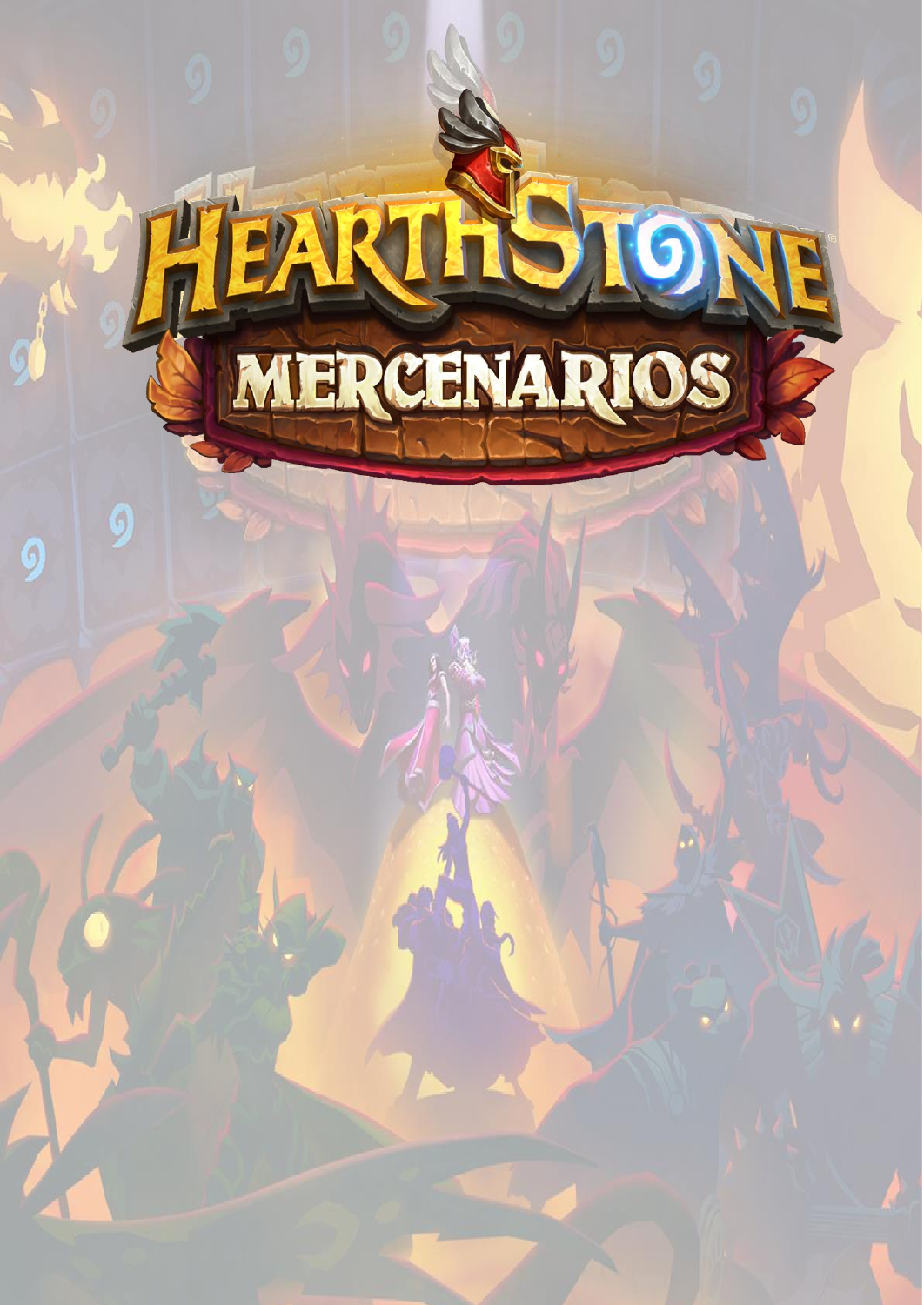# HEARTHSTONE

## MERCENARIOS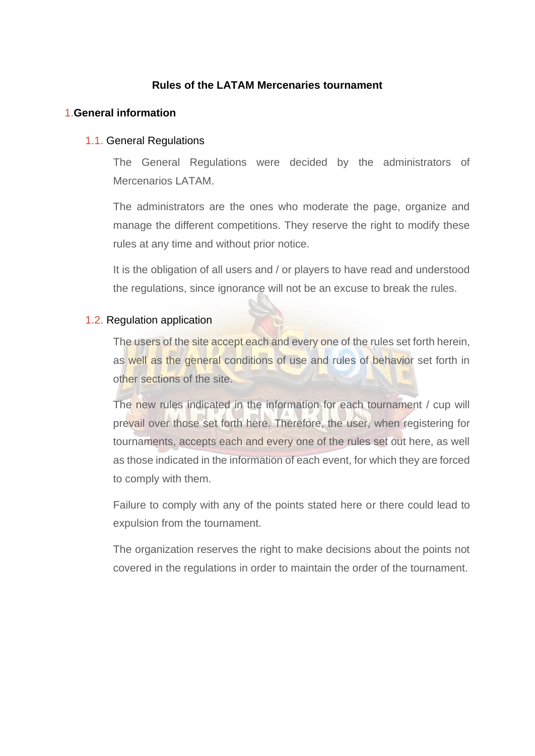# Rules of the LATAM Mercenaries tournament

## 1. General information

### 1.1. General Regulations

The General Regulations were decided by the administrators of Mercenarios LATAM.

The administrators are the ones who moderate the page, organize and manage the different competitions. They reserve the right to modify these rules at any time and without prior notice.

It is the obligation of all users and / or players to have read and understood the regulations, since ignorance will not be an excuse to break the rules.

### 1.2. Regulation application

The users of the site accept each and every one of the rules set forth herein, as well as the general conditions of use and rules of behavior set forth in other sections of the site.

The new rules indicated in the information for each tournament / cup will prevail over those set forth here. Therefore, the user, when registering for tournaments, accepts each and every one of the rules set out here, as well as those indicated in the information of each event, for which they are forced to comply with them.

Failure to comply with any of the points stated here or there could lead to expulsion from the tournament.

The organization reserves the right to make decisions about the points not covered in the regulations in order to maintain the order of the tournament.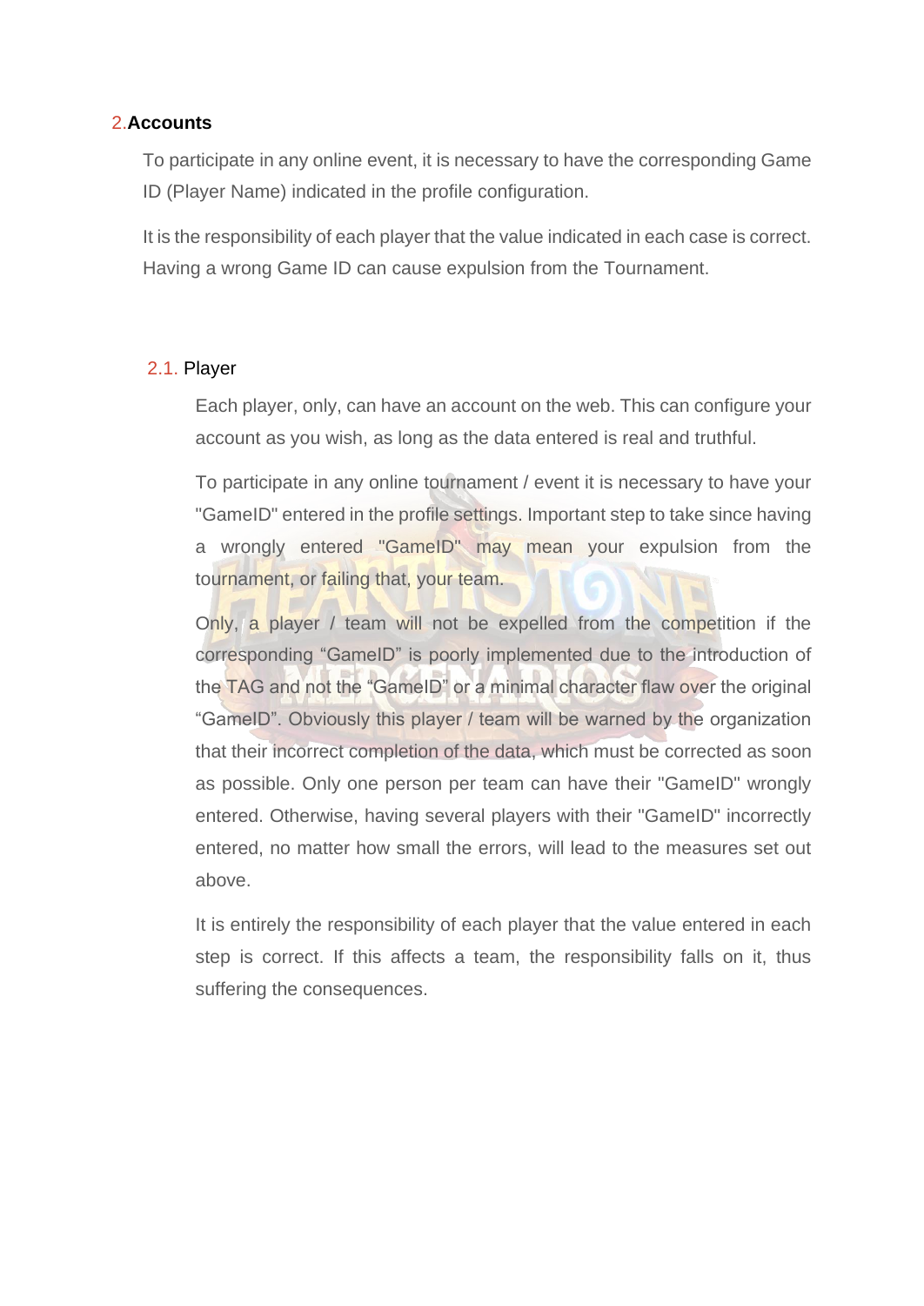## 2. Accounts

To participate in any online event, it is necessary to have the corresponding Game ID (Player Name) indicated in the profile configuration.

It is the responsibility of each player that the value indicated in each case is correct. Having a wrong Game ID can cause expulsion from the Tournament.

### 2.1. Player

Each player, only, can have an account on the web. This can configure your account as you wish, as long as the data entered is real and truthful.

To participate in any online tournament / event it is necessary to have your "GameID" entered in the profile settings. Important step to take since having a wrongly entered "GameID" may mean your expulsion from the tournament, or failing that, your team.

Only, a player / team will not be expelled from the competition if the corresponding "GameID" is poorly implemented due to the introduction of the TAG and not the "GameID" or a minimal character flaw over the original "GameID". Obviously this player / team will be warned by the organization that their incorrect completion of the data, which must be corrected as soon as possible. Only one person per team can have their "GameID" wrongly entered. Otherwise, having several players with their "GameID" incorrectly entered, no matter how small the errors, will lead to the measures set out above.

It is entirely the responsibility of each player that the value entered in each step is correct. If this affects a team, the responsibility falls on it, thus suffering the consequences.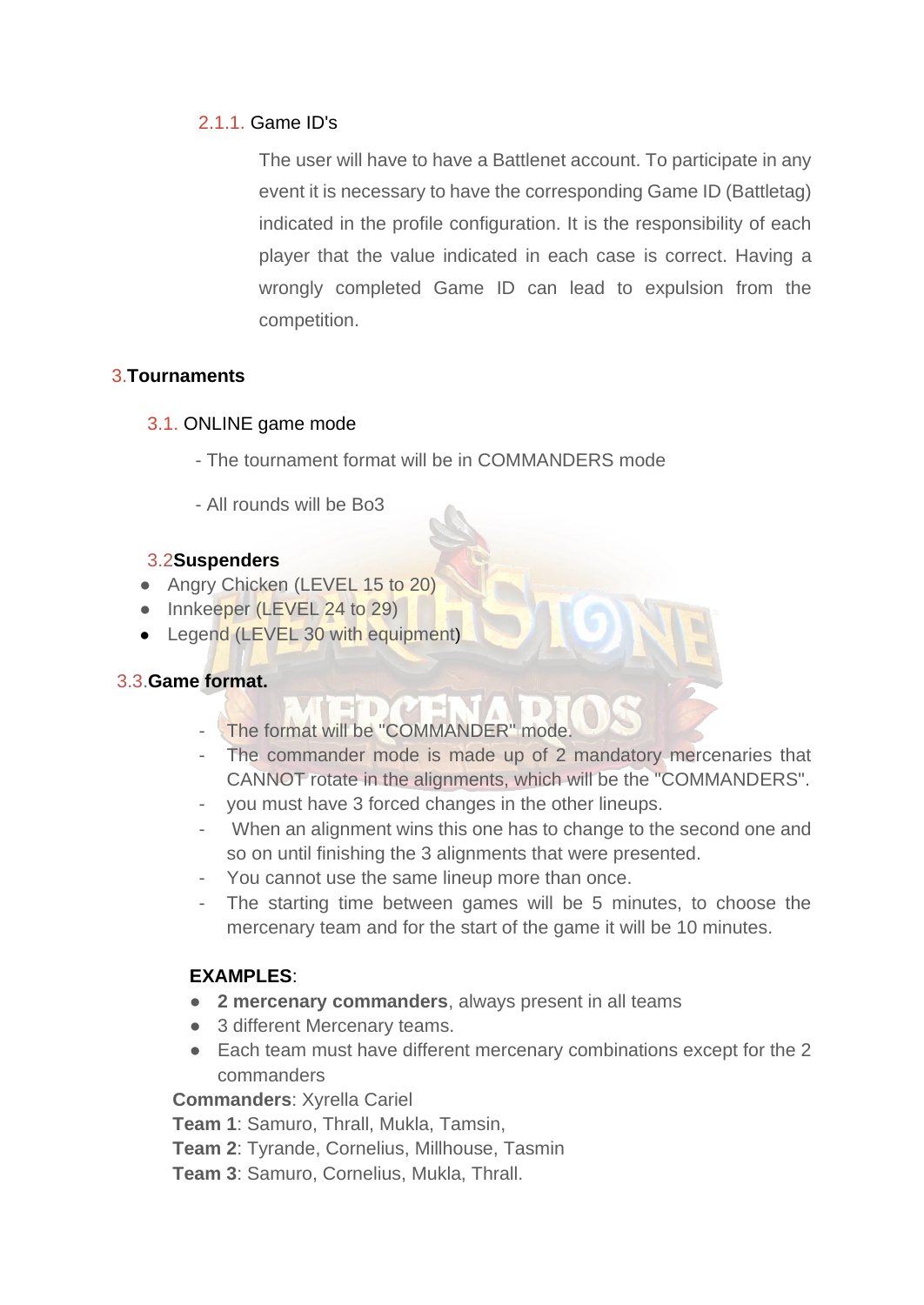#### 2.1.1. Game ID's

The user will have to have a Battlenet account. To participate in any event it is necessary to have the corresponding Game ID (Battletag) indicated in the profile configuration. It is the responsibility of each player that the value indicated in each case is correct. Having a wrongly completed Game ID can lead to expulsion from the competition.

## 3. Tournaments

### 3.1. ONLINE game mode

- The tournament format will be in COMMANDERS mode
- All rounds will be Bo3

### 3.2 Suspenders

- Angry Chicken (LEVEL 15 to 20)
- Innkeeper (LEVEL 24 to 29)
- Legend (LEVEL 30 with equipment)

### 3.3. Game format.

- The format will be "COMMANDER" mode.
- The commander mode is made up of 2 mandatory mercenaries that CANNOT rotate in the alignments, which will be the "COMMANDERS".
- you must have 3 forced changes in the other lineups.
- When an alignment wins this one has to change to the second one and so on until finishing the 3 alignments that were presented.
- You cannot use the same lineup more than once.
- The starting time between games will be 5 minutes, to choose the mercenary team and for the start of the game it will be 10 minutes.

**EXAMPLES**:

- **2 mercenary commanders**, always present in all teams
- 3 different Mercenary teams.
- Each team must have different mercenary combinations except for the 2 commanders

**Commanders**: Xyrella Cariel
**Team 1**: Samuro, Thrall, Mukla, Tamsin,
**Team 2**: Tyrande, Cornelius, Millhouse, Tasmin
**Team 3**: Samuro, Cornelius, Mukla, Thrall.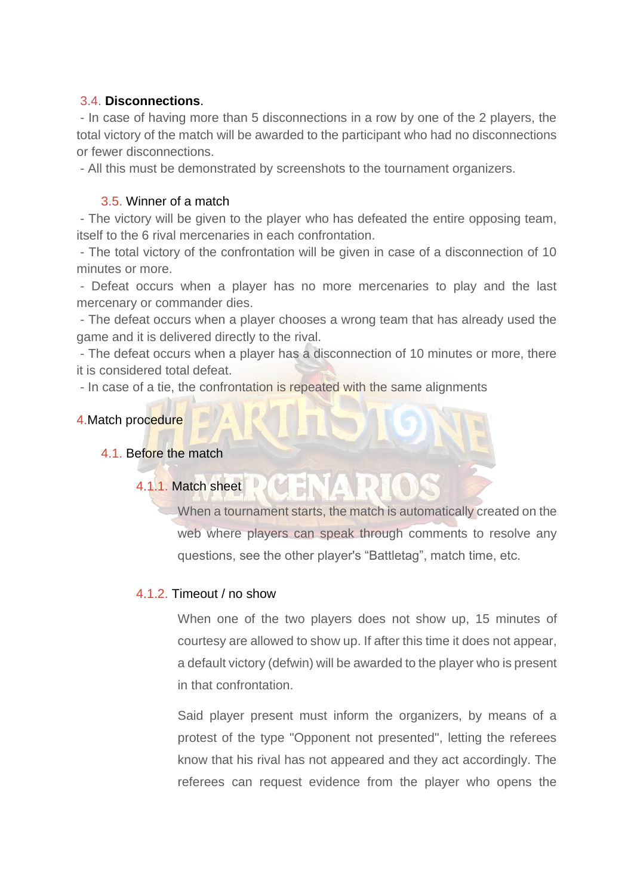### 3.4. **Disconnections**.

- In case of having more than 5 disconnections in a row by one of the 2 players, the total victory of the match will be awarded to the participant who had no disconnections or fewer disconnections.
- All this must be demonstrated by screenshots to the tournament organizers.

### 3.5. Winner of a match

- The victory will be given to the player who has defeated the entire opposing team, itself to the 6 rival mercenaries in each confrontation.
- The total victory of the confrontation will be given in case of a disconnection of 10 minutes or more.
- Defeat occurs when a player has no more mercenaries to play and the last mercenary or commander dies.
- The defeat occurs when a player chooses a wrong team that has already used the game and it is delivered directly to the rival.
- The defeat occurs when a player has a disconnection of 10 minutes or more, there it is considered total defeat.
- In case of a tie, the confrontation is repeated with the same alignments

## 4. Match procedure

### 4.1. Before the match

#### 4.1.1. Match sheet

When a tournament starts, the match is automatically created on the web where players can speak through comments to resolve any questions, see the other player's “Battletag”, match time, etc.

#### 4.1.2. Timeout / no show

When one of the two players does not show up, 15 minutes of courtesy are allowed to show up. If after this time it does not appear, a default victory (defwin) will be awarded to the player who is present in that confrontation.

Said player present must inform the organizers, by means of a protest of the type "Opponent not presented", letting the referees know that his rival has not appeared and they act accordingly. The referees can request evidence from the player who opens the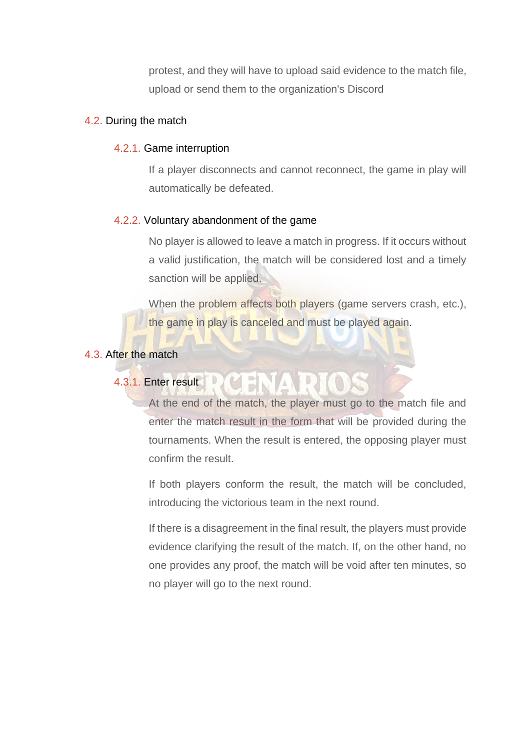protest, and they will have to upload said evidence to the match file, upload or send them to the organization's Discord

## 4.2. During the match

### 4.2.1. Game interruption

If a player disconnects and cannot reconnect, the game in play will automatically be defeated.

### 4.2.2. Voluntary abandonment of the game

No player is allowed to leave a match in progress. If it occurs without a valid justification, the match will be considered lost and a timely sanction will be applied.

When the problem affects both players (game servers crash, etc.), the game in play is canceled and must be played again.

## 4.3. After the match

### 4.3.1. Enter result

At the end of the match, the player must go to the match file and enter the match result in the form that will be provided during the tournaments. When the result is entered, the opposing player must confirm the result.

If both players conform the result, the match will be concluded, introducing the victorious team in the next round.

If there is a disagreement in the final result, the players must provide evidence clarifying the result of the match. If, on the other hand, no one provides any proof, the match will be void after ten minutes, so no player will go to the next round.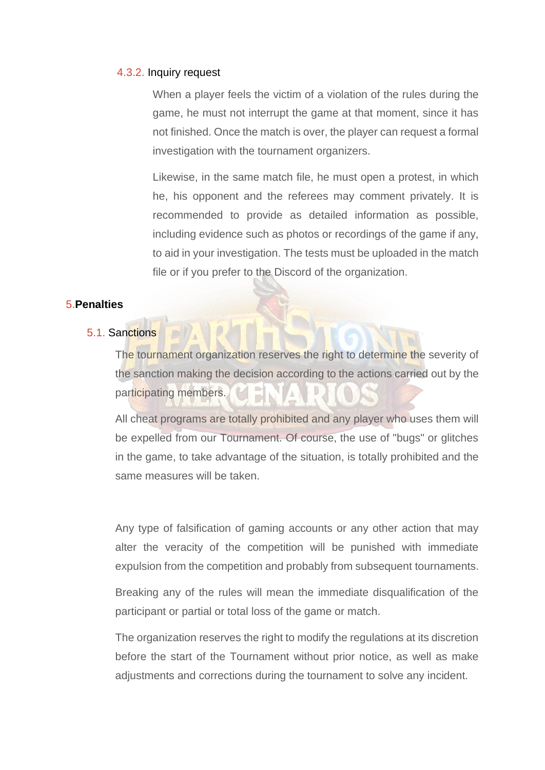#### 4.3.2. Inquiry request

When a player feels the victim of a violation of the rules during the game, he must not interrupt the game at that moment, since it has not finished. Once the match is over, the player can request a formal investigation with the tournament organizers.

Likewise, in the same match file, he must open a protest, in which he, his opponent and the referees may comment privately. It is recommended to provide as detailed information as possible, including evidence such as photos or recordings of the game if any, to aid in your investigation. The tests must be uploaded in the match file or if you prefer to the Discord of the organization.

## 5. Penalties

### 5.1. Sanctions

The tournament organization reserves the right to determine the severity of the sanction making the decision according to the actions carried out by the participating members.

All cheat programs are totally prohibited and any player who uses them will be expelled from our Tournament. Of course, the use of "bugs" or glitches in the game, to take advantage of the situation, is totally prohibited and the same measures will be taken.

Any type of falsification of gaming accounts or any other action that may alter the veracity of the competition will be punished with immediate expulsion from the competition and probably from subsequent tournaments.

Breaking any of the rules will mean the immediate disqualification of the participant or partial or total loss of the game or match.

The organization reserves the right to modify the regulations at its discretion before the start of the Tournament without prior notice, as well as make adjustments and corrections during the tournament to solve any incident.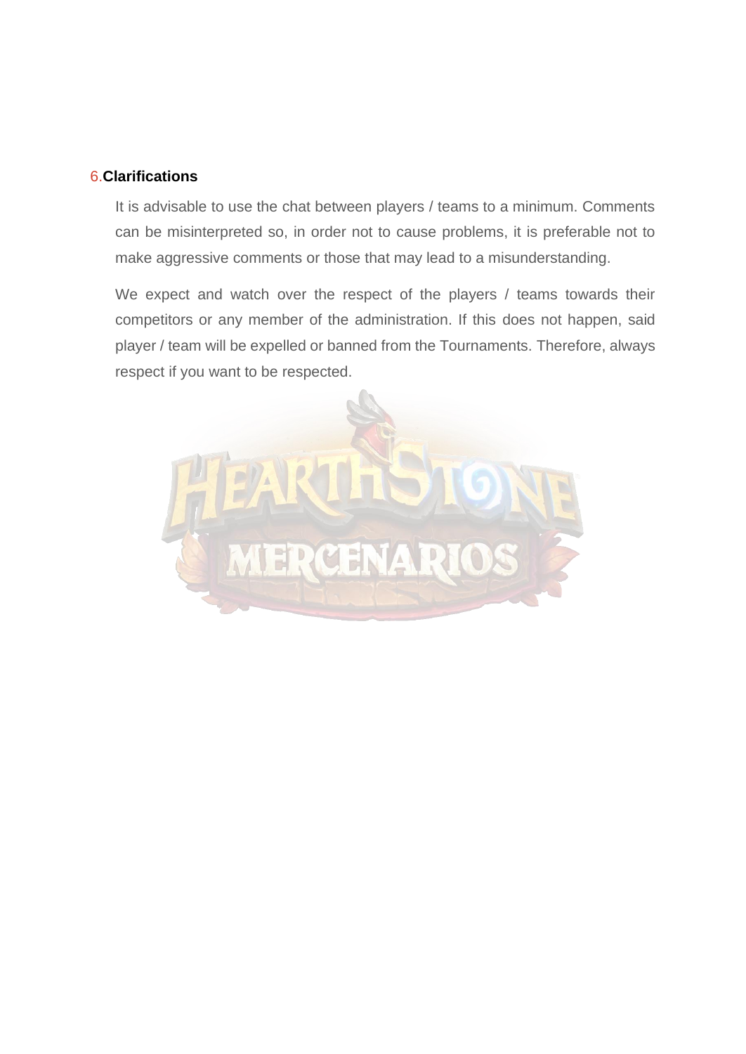## 6. Clarifications

It is advisable to use the chat between players / teams to a minimum. Comments can be misinterpreted so, in order not to cause problems, it is preferable not to make aggressive comments or those that may lead to a misunderstanding.

We expect and watch over the respect of the players / teams towards their competitors or any member of the administration. If this does not happen, said player / team will be expelled or banned from the Tournaments. Therefore, always respect if you want to be respected.